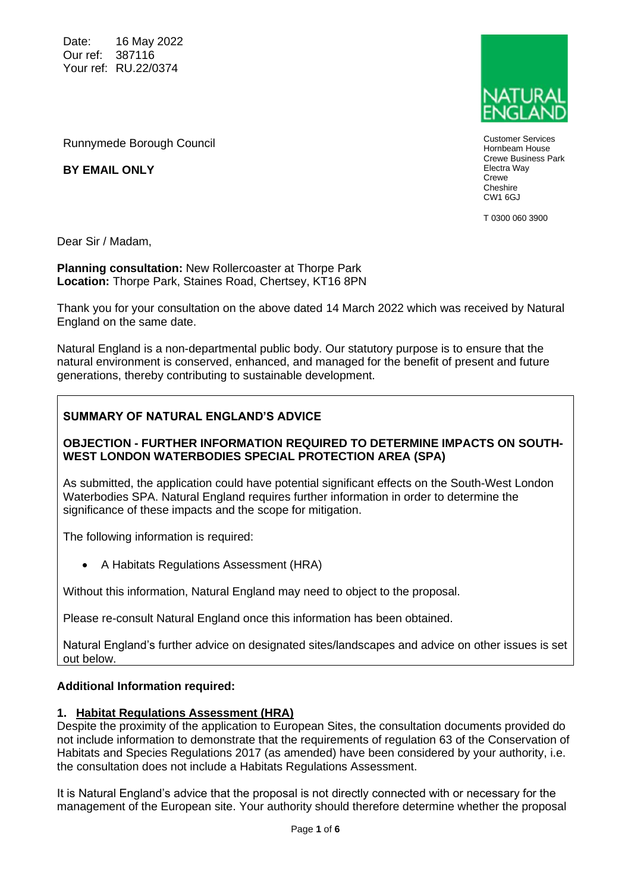Date: 16 May 2022
Our ref: 387116
Your ref: RU.22/0374

NATURAL ENGLAND

Customer Services
Hornbeam House
Crewe Business Park
Electra Way
Crewe
Cheshire
CW1 6GJ

T 0300 060 3900

Runnymede Borough Council

**BY EMAIL ONLY**

Dear Sir / Madam,

**Planning consultation:** New Rollercoaster at Thorpe Park
**Location:** Thorpe Park, Staines Road, Chertsey, KT16 8PN

Thank you for your consultation on the above dated 14 March 2022 which was received by Natural England on the same date.

Natural England is a non-departmental public body. Our statutory purpose is to ensure that the natural environment is conserved, enhanced, and managed for the benefit of present and future generations, thereby contributing to sustainable development.

**SUMMARY OF NATURAL ENGLAND'S ADVICE**

**OBJECTION - FURTHER INFORMATION REQUIRED TO DETERMINE IMPACTS ON SOUTH-WEST LONDON WATERBODIES SPECIAL PROTECTION AREA (SPA)**

As submitted, the application could have potential significant effects on the South-West London Waterbodies SPA. Natural England requires further information in order to determine the significance of these impacts and the scope for mitigation.

The following information is required:

- A Habitats Regulations Assessment (HRA)

Without this information, Natural England may need to object to the proposal.

Please re-consult Natural England once this information has been obtained.

Natural England's further advice on designated sites/landscapes and advice on other issues is set out below.

**Additional Information required:**

**1. Habitat Regulations Assessment (HRA)**

Despite the proximity of the application to European Sites, the consultation documents provided do not include information to demonstrate that the requirements of regulation 63 of the Conservation of Habitats and Species Regulations 2017 (as amended) have been considered by your authority, i.e. the consultation does not include a Habitats Regulations Assessment.

It is Natural England's advice that the proposal is not directly connected with or necessary for the management of the European site. Your authority should therefore determine whether the proposal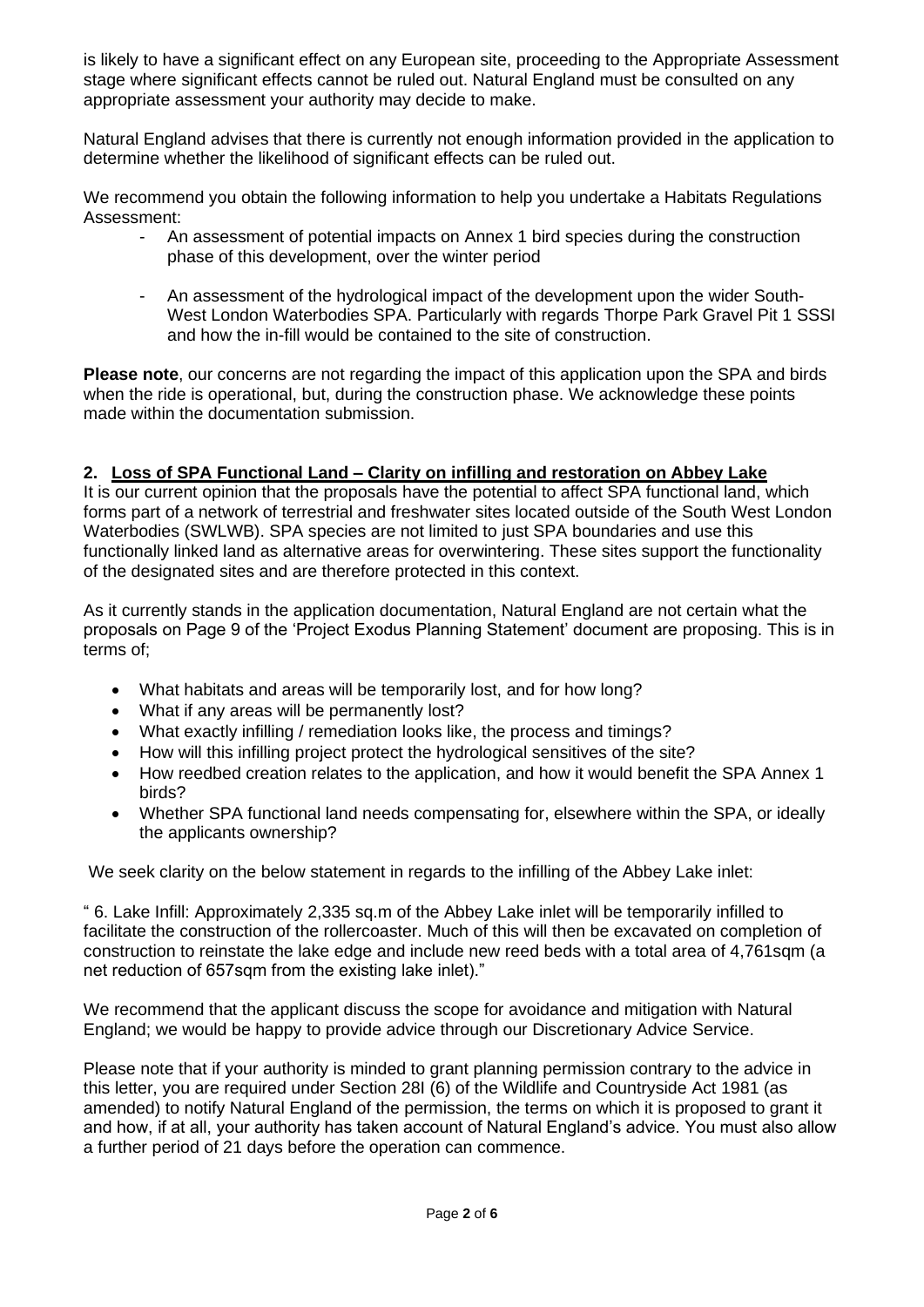is likely to have a significant effect on any European site, proceeding to the Appropriate Assessment stage where significant effects cannot be ruled out. Natural England must be consulted on any appropriate assessment your authority may decide to make.

Natural England advises that there is currently not enough information provided in the application to determine whether the likelihood of significant effects can be ruled out.

We recommend you obtain the following information to help you undertake a Habitats Regulations Assessment:

- An assessment of potential impacts on Annex 1 bird species during the construction phase of this development, over the winter period
- An assessment of the hydrological impact of the development upon the wider South-West London Waterbodies SPA. Particularly with regards Thorpe Park Gravel Pit 1 SSSI and how the in-fill would be contained to the site of construction.

**Please note**, our concerns are not regarding the impact of this application upon the SPA and birds when the ride is operational, but, during the construction phase. We acknowledge these points made within the documentation submission.

## 2. Loss of SPA Functional Land – Clarity on infilling and restoration on Abbey Lake

It is our current opinion that the proposals have the potential to affect SPA functional land, which forms part of a network of terrestrial and freshwater sites located outside of the South West London Waterbodies (SWLWB). SPA species are not limited to just SPA boundaries and use this functionally linked land as alternative areas for overwintering. These sites support the functionality of the designated sites and are therefore protected in this context.

As it currently stands in the application documentation, Natural England are not certain what the proposals on Page 9 of the 'Project Exodus Planning Statement' document are proposing. This is in terms of;

- What habitats and areas will be temporarily lost, and for how long?
- What if any areas will be permanently lost?
- What exactly infilling / remediation looks like, the process and timings?
- How will this infilling project protect the hydrological sensitives of the site?
- How reedbed creation relates to the application, and how it would benefit the SPA Annex 1 birds?
- Whether SPA functional land needs compensating for, elsewhere within the SPA, or ideally the applicants ownership?

We seek clarity on the below statement in regards to the infilling of the Abbey Lake inlet:

" 6. Lake Infill: Approximately 2,335 sq.m of the Abbey Lake inlet will be temporarily infilled to facilitate the construction of the rollercoaster. Much of this will then be excavated on completion of construction to reinstate the lake edge and include new reed beds with a total area of 4,761sqm (a net reduction of 657sqm from the existing lake inlet)."

We recommend that the applicant discuss the scope for avoidance and mitigation with Natural England; we would be happy to provide advice through our Discretionary Advice Service.

Please note that if your authority is minded to grant planning permission contrary to the advice in this letter, you are required under Section 28I (6) of the Wildlife and Countryside Act 1981 (as amended) to notify Natural England of the permission, the terms on which it is proposed to grant it and how, if at all, your authority has taken account of Natural England's advice. You must also allow a further period of 21 days before the operation can commence.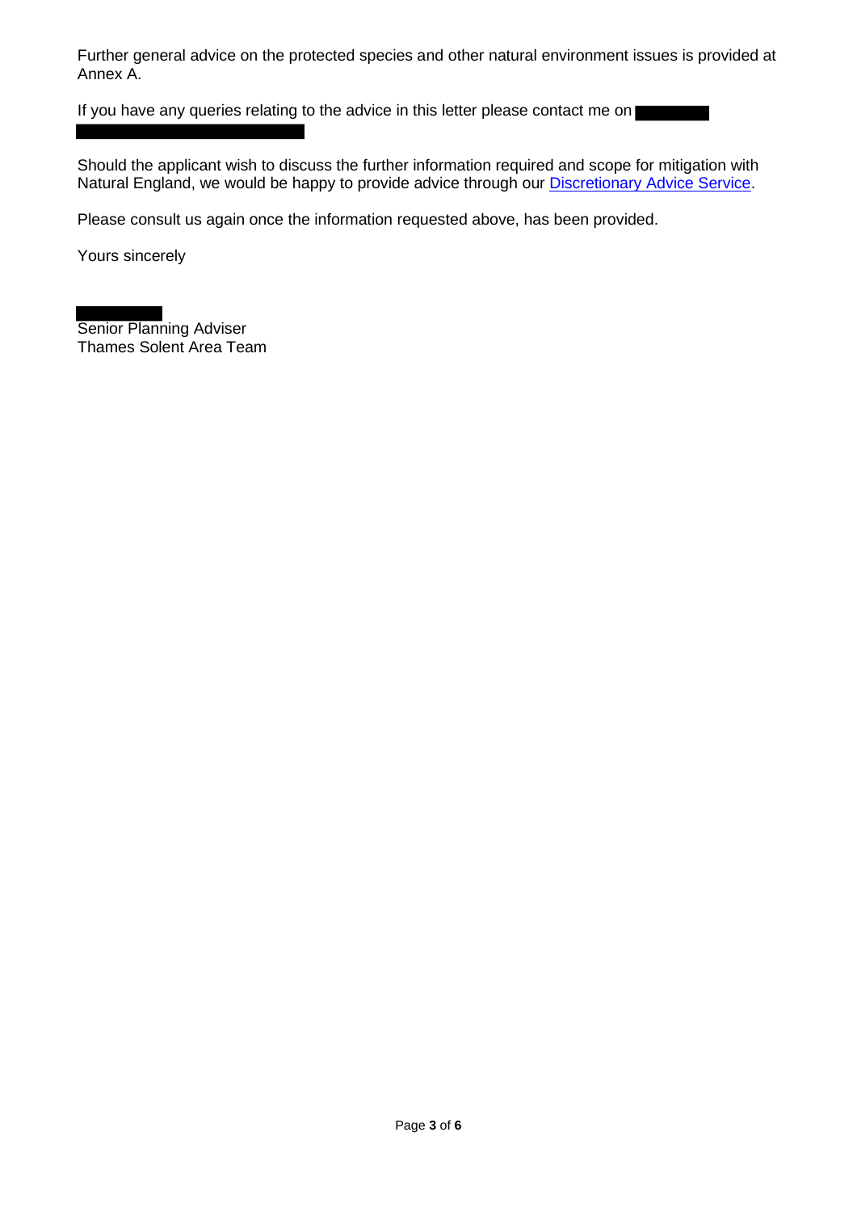Further general advice on the protected species and other natural environment issues is provided at Annex A.

If you have any queries relating to the advice in this letter please contact me on

Should the applicant wish to discuss the further information required and scope for mitigation with Natural England, we would be happy to provide advice through our Discretionary Advice Service.

Please consult us again once the information requested above, has been provided.

Yours sincerely

Senior Planning Adviser
Thames Solent Area Team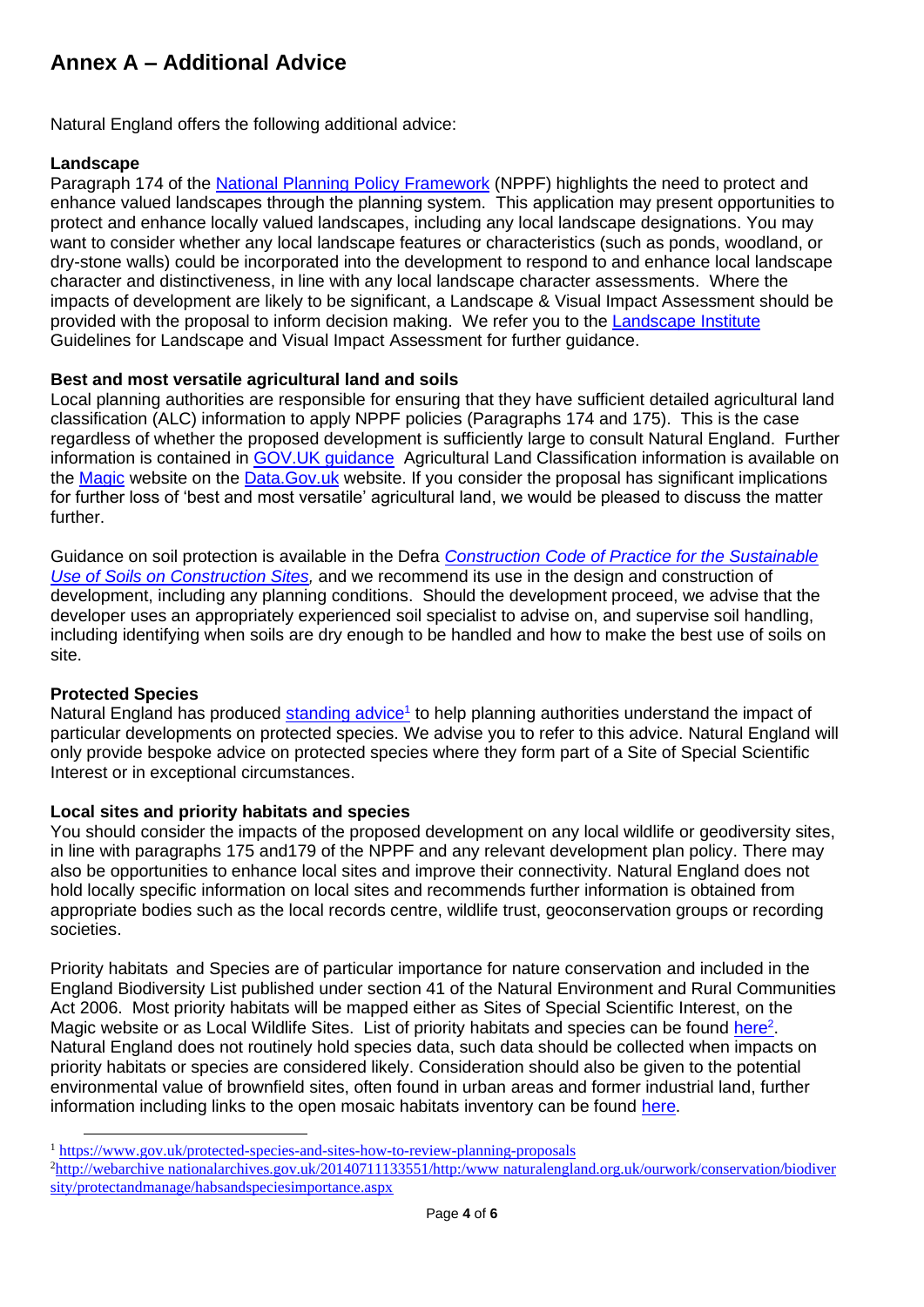# Annex A – Additional Advice

Natural England offers the following additional advice:

**Landscape**

Paragraph 174 of the National Planning Policy Framework (NPPF) highlights the need to protect and enhance valued landscapes through the planning system. This application may present opportunities to protect and enhance locally valued landscapes, including any local landscape designations. You may want to consider whether any local landscape features or characteristics (such as ponds, woodland, or dry-stone walls) could be incorporated into the development to respond to and enhance local landscape character and distinctiveness, in line with any local landscape character assessments. Where the impacts of development are likely to be significant, a Landscape & Visual Impact Assessment should be provided with the proposal to inform decision making. We refer you to the Landscape Institute Guidelines for Landscape and Visual Impact Assessment for further guidance.

**Best and most versatile agricultural land and soils**

Local planning authorities are responsible for ensuring that they have sufficient detailed agricultural land classification (ALC) information to apply NPPF policies (Paragraphs 174 and 175). This is the case regardless of whether the proposed development is sufficiently large to consult Natural England. Further information is contained in GOV.UK guidance Agricultural Land Classification information is available on the Magic website on the Data.Gov.uk website. If you consider the proposal has significant implications for further loss of 'best and most versatile' agricultural land, we would be pleased to discuss the matter further.

Guidance on soil protection is available in the Defra *Construction Code of Practice for the Sustainable Use of Soils on Construction Sites,* and we recommend its use in the design and construction of development, including any planning conditions. Should the development proceed, we advise that the developer uses an appropriately experienced soil specialist to advise on, and supervise soil handling, including identifying when soils are dry enough to be handled and how to make the best use of soils on site.

**Protected Species**

Natural England has produced standing advice[1] to help planning authorities understand the impact of particular developments on protected species. We advise you to refer to this advice. Natural England will only provide bespoke advice on protected species where they form part of a Site of Special Scientific Interest or in exceptional circumstances.

**Local sites and priority habitats and species**

You should consider the impacts of the proposed development on any local wildlife or geodiversity sites, in line with paragraphs 175 and179 of the NPPF and any relevant development plan policy. There may also be opportunities to enhance local sites and improve their connectivity. Natural England does not hold locally specific information on local sites and recommends further information is obtained from appropriate bodies such as the local records centre, wildlife trust, geoconservation groups or recording societies.

Priority habitats and Species are of particular importance for nature conservation and included in the England Biodiversity List published under section 41 of the Natural Environment and Rural Communities Act 2006. Most priority habitats will be mapped either as Sites of Special Scientific Interest, on the Magic website or as Local Wildlife Sites. List of priority habitats and species can be found here[2]. Natural England does not routinely hold species data, such data should be collected when impacts on priority habitats or species are considered likely. Consideration should also be given to the potential environmental value of brownfield sites, often found in urban areas and former industrial land, further information including links to the open mosaic habitats inventory can be found here.

---

[1] https://www.gov.uk/protected-species-and-sites-how-to-review-planning-proposals

[2] http://webarchive nationalarchives.gov.uk/20140711133551/http:/www naturalengland.org.uk/ourwork/conservation/biodiversity/protectandmanage/habsandspeciesimportance.aspx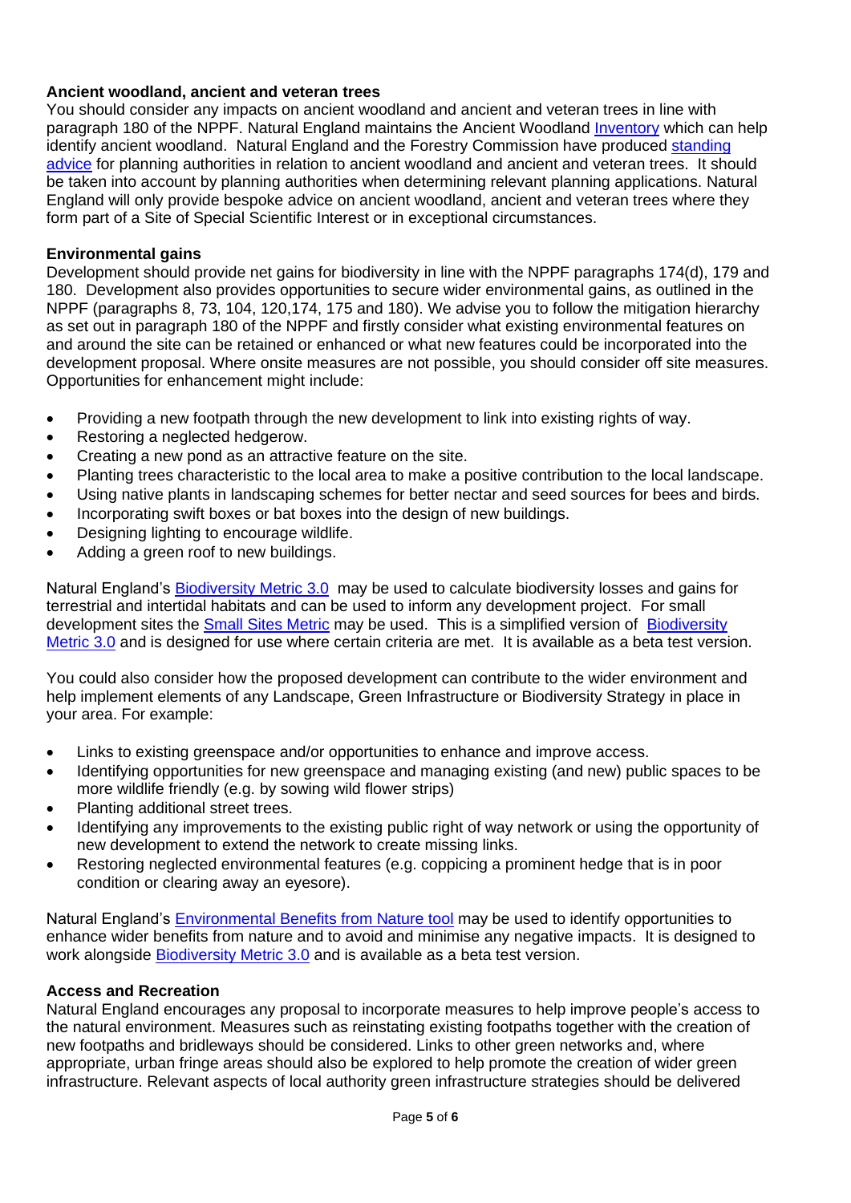**Ancient woodland, ancient and veteran trees**

You should consider any impacts on ancient woodland and ancient and veteran trees in line with paragraph 180 of the NPPF. Natural England maintains the Ancient Woodland Inventory which can help identify ancient woodland. Natural England and the Forestry Commission have produced standing advice for planning authorities in relation to ancient woodland and ancient and veteran trees. It should be taken into account by planning authorities when determining relevant planning applications. Natural England will only provide bespoke advice on ancient woodland, ancient and veteran trees where they form part of a Site of Special Scientific Interest or in exceptional circumstances.

**Environmental gains**

Development should provide net gains for biodiversity in line with the NPPF paragraphs 174(d), 179 and 180. Development also provides opportunities to secure wider environmental gains, as outlined in the NPPF (paragraphs 8, 73, 104, 120,174, 175 and 180). We advise you to follow the mitigation hierarchy as set out in paragraph 180 of the NPPF and firstly consider what existing environmental features on and around the site can be retained or enhanced or what new features could be incorporated into the development proposal. Where onsite measures are not possible, you should consider off site measures. Opportunities for enhancement might include:

- Providing a new footpath through the new development to link into existing rights of way.
- Restoring a neglected hedgerow.
- Creating a new pond as an attractive feature on the site.
- Planting trees characteristic to the local area to make a positive contribution to the local landscape.
- Using native plants in landscaping schemes for better nectar and seed sources for bees and birds.
- Incorporating swift boxes or bat boxes into the design of new buildings.
- Designing lighting to encourage wildlife.
- Adding a green roof to new buildings.

Natural England's Biodiversity Metric 3.0 may be used to calculate biodiversity losses and gains for terrestrial and intertidal habitats and can be used to inform any development project. For small development sites the Small Sites Metric may be used. This is a simplified version of Biodiversity Metric 3.0 and is designed for use where certain criteria are met. It is available as a beta test version.

You could also consider how the proposed development can contribute to the wider environment and help implement elements of any Landscape, Green Infrastructure or Biodiversity Strategy in place in your area. For example:

- Links to existing greenspace and/or opportunities to enhance and improve access.
- Identifying opportunities for new greenspace and managing existing (and new) public spaces to be more wildlife friendly (e.g. by sowing wild flower strips)
- Planting additional street trees.
- Identifying any improvements to the existing public right of way network or using the opportunity of new development to extend the network to create missing links.
- Restoring neglected environmental features (e.g. coppicing a prominent hedge that is in poor condition or clearing away an eyesore).

Natural England's Environmental Benefits from Nature tool may be used to identify opportunities to enhance wider benefits from nature and to avoid and minimise any negative impacts. It is designed to work alongside Biodiversity Metric 3.0 and is available as a beta test version.

**Access and Recreation**

Natural England encourages any proposal to incorporate measures to help improve people's access to the natural environment. Measures such as reinstating existing footpaths together with the creation of new footpaths and bridleways should be considered. Links to other green networks and, where appropriate, urban fringe areas should also be explored to help promote the creation of wider green infrastructure. Relevant aspects of local authority green infrastructure strategies should be delivered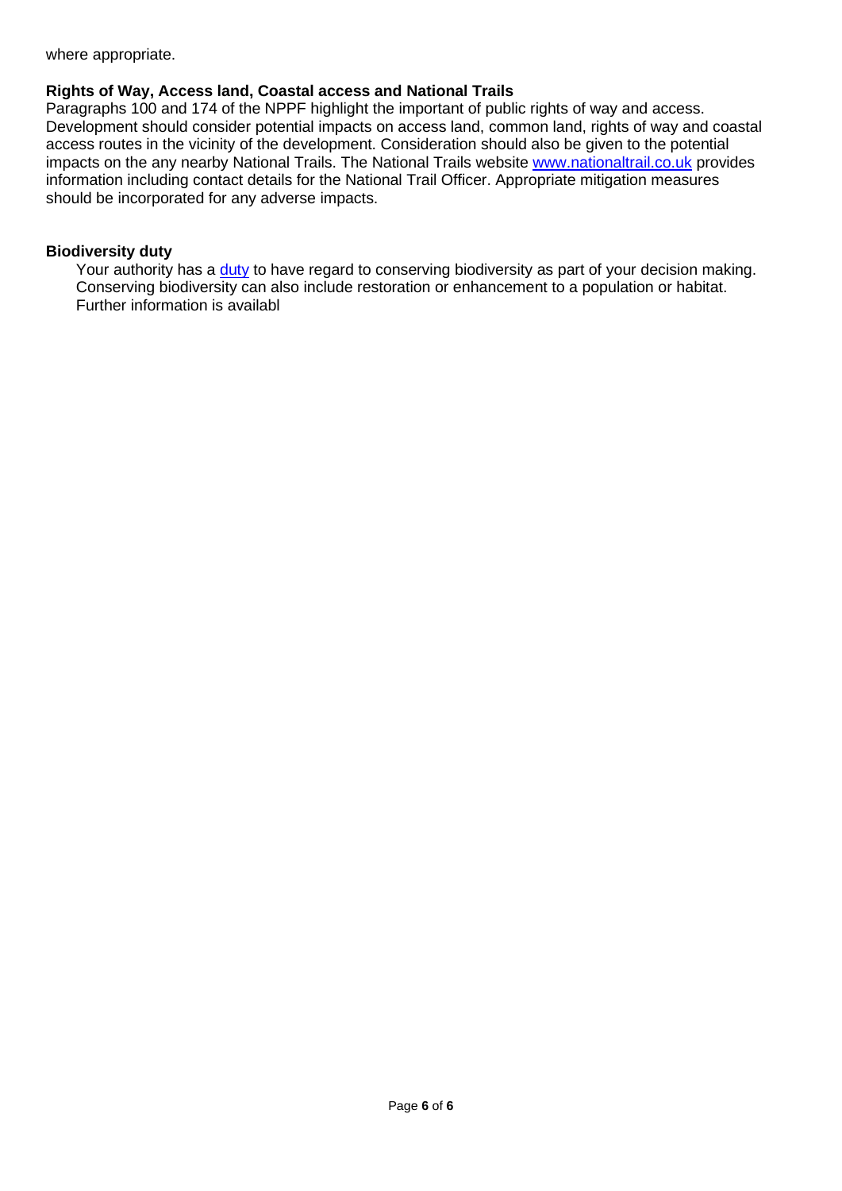where appropriate.

**Rights of Way, Access land, Coastal access and National Trails**

Paragraphs 100 and 174 of the NPPF highlight the important of public rights of way and access. Development should consider potential impacts on access land, common land, rights of way and coastal access routes in the vicinity of the development. Consideration should also be given to the potential impacts on the any nearby National Trails. The National Trails website [www.nationaltrail.co.uk](http://www.nationaltrail.co.uk) provides information including contact details for the National Trail Officer. Appropriate mitigation measures should be incorporated for any adverse impacts.

**Biodiversity duty**

Your authority has a duty to have regard to conserving biodiversity as part of your decision making. Conserving biodiversity can also include restoration or enhancement to a population or habitat. Further information is availabl